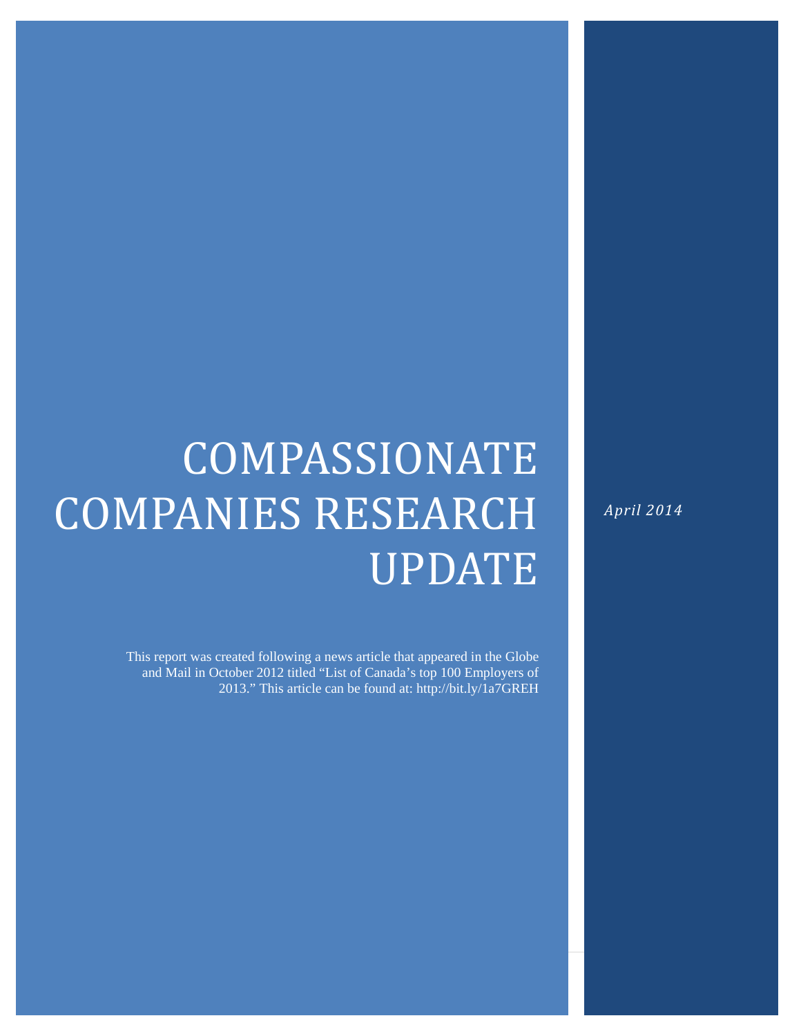# COMPASSIONATE COMPANIES RESEARCH UPDATE

*April 2014*

This report was created following a news article that appeared in the Globe and Mail in October 2012 titled "List of Canada's top 100 Employers of 2013." This article can be found at: http://bit.ly/1a7GREH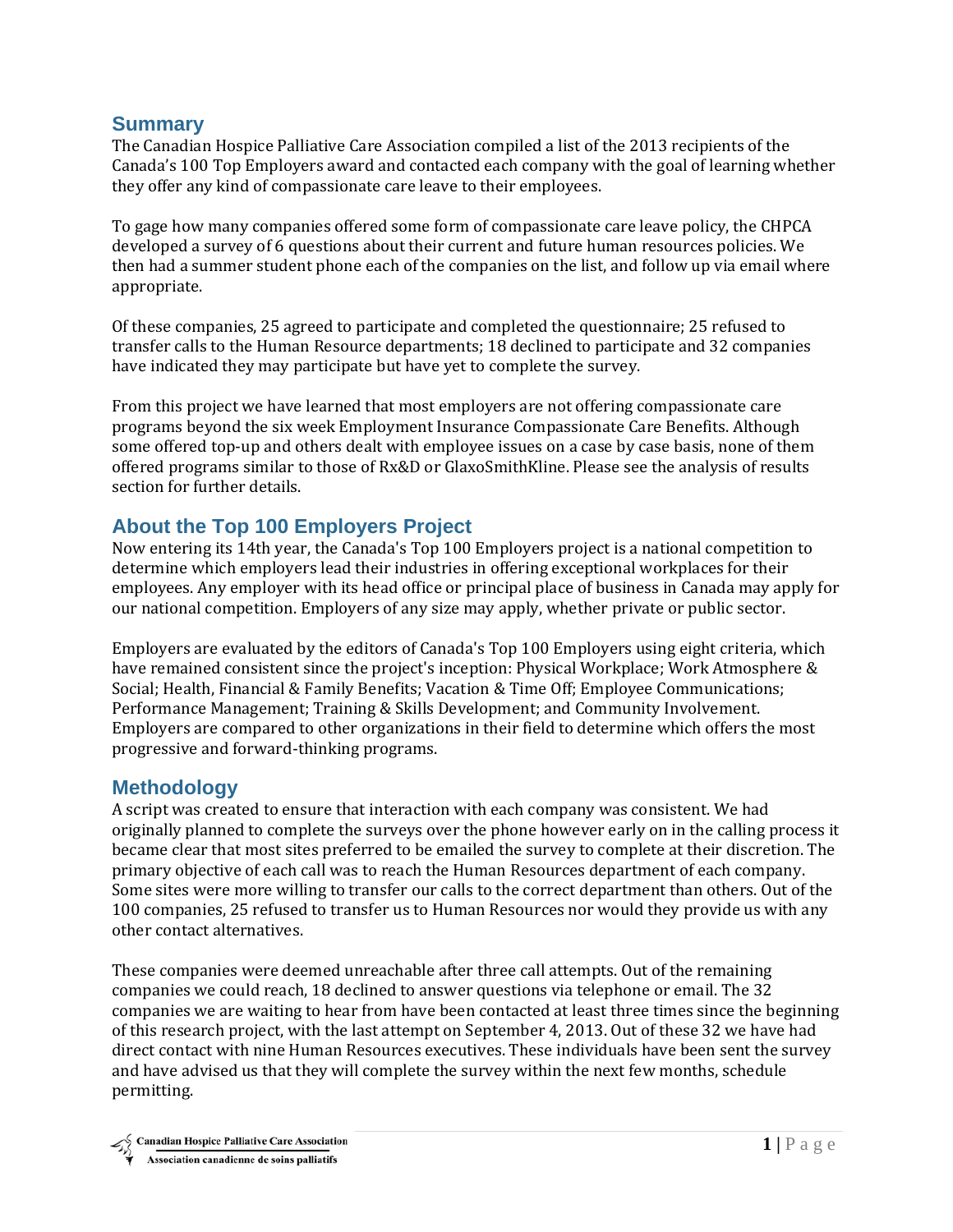## Summary

The Canadian Hospice Palliative Care Association compiled a list of the 2013 recipients of the Canada's 100 Top Employers award and contacted each company with the goal of learning whether they offer any kind of compassionate care leave to their employees.

To gage how many companies offered some form of compassionate care leave policy, the CHPCA developed a survey of 6 questions about their current and future human resources policies. We then had a summer student phone each of the companies on the list, and follow up via email where appropriate.

Of these companies, 25 agreed to participate and completed the questionnaire; 25 refused to transfer calls to the Human Resource departments; 18 declined to participate and 32 companies have indicated they may participate but have yet to complete the survey.

From this project we have learned that most employers are not offering compassionate care programs beyond the six week Employment Insurance Compassionate Care Benefits. Although some offered top-up and others dealt with employee issues on a case by case basis, none of them offered programs similar to those of Rx&D or GlaxoSmithKline. Please see the analysis of results section for further details.

## About the Top 100 Employers Project

Now entering its 14th year, the Canada's Top 100 Employers project is a national competition to determine which employers lead their industries in offering exceptional workplaces for their employees. Any employer with its head office or principal place of business in Canada may apply for our national competition. Employers of any size may apply, whether private or public sector.

Employers are evaluated by the editors of Canada's Top 100 Employers using eight criteria, which have remained consistent since the project's inception: Physical Workplace; Work Atmosphere & Social; Health, Financial & Family Benefits; Vacation & Time Off; Employee Communications; Performance Management; Training & Skills Development; and Community Involvement. Employers are compared to other organizations in their field to determine which offers the most progressive and forward-thinking programs.

## Methodology

A script was created to ensure that interaction with each company was consistent. We had originally planned to complete the surveys over the phone however early on in the calling process it became clear that most sites preferred to be emailed the survey to complete at their discretion. The primary objective of each call was to reach the Human Resources department of each company. Some sites were more willing to transfer our calls to the correct department than others. Out of the 100 companies, 25 refused to transfer us to Human Resources nor would they provide us with any other contact alternatives.

These companies were deemed unreachable after three call attempts. Out of the remaining companies we could reach, 18 declined to answer questions via telephone or email. The 32 companies we are waiting to hear from have been contacted at least three times since the beginning of this research project, with the last attempt on September 4, 2013. Out of these 32 we have had direct contact with nine Human Resources executives. These individuals have been sent the survey and have advised us that they will complete the survey within the next few months, schedule permitting.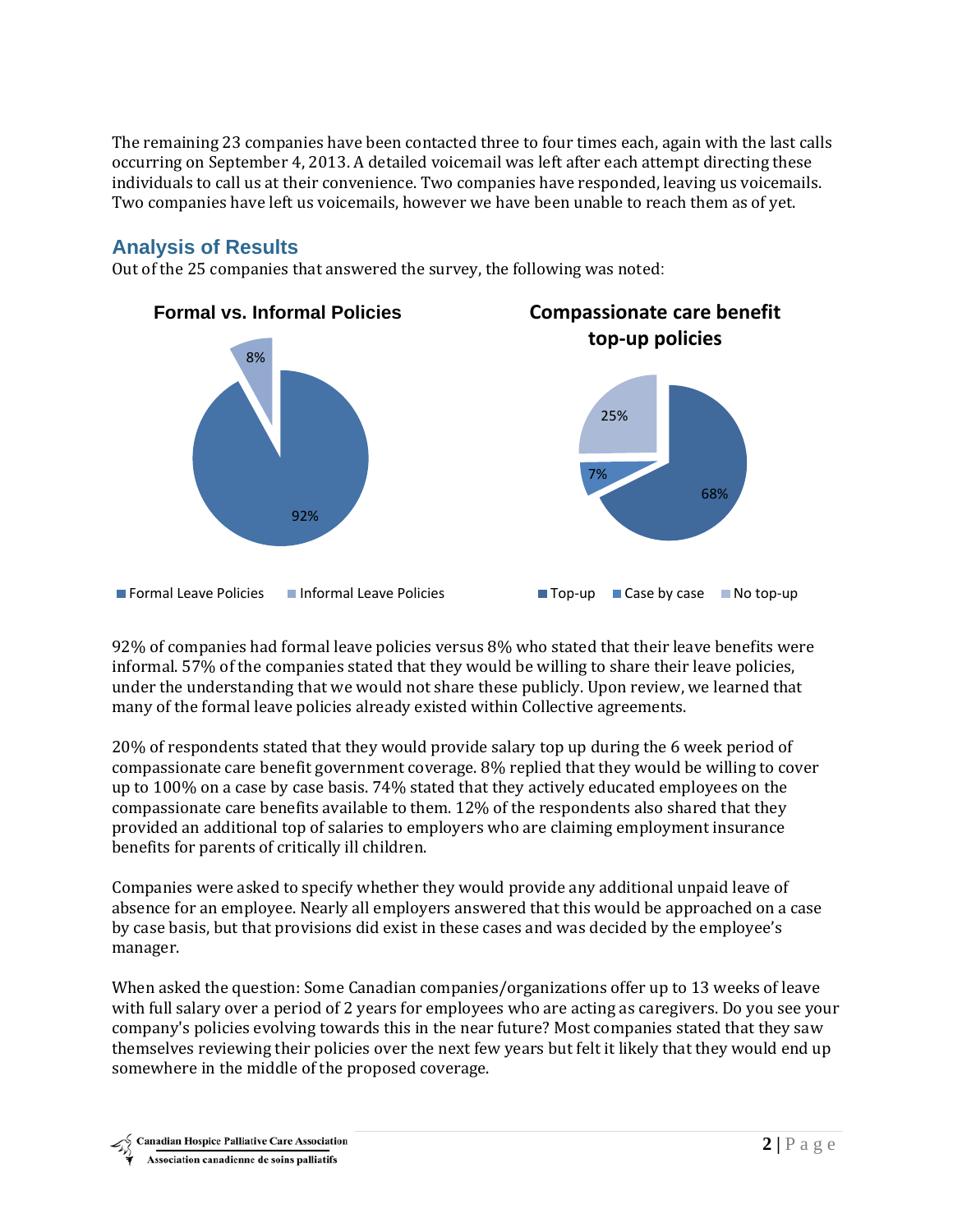The remaining 23 companies have been contacted three to four times each, again with the last calls occurring on September 4, 2013. A detailed voicemail was left after each attempt directing these individuals to call us at their convenience. Two companies have responded, leaving us voicemails. Two companies have left us voicemails, however we have been unable to reach them as of yet.

## Analysis of Results

Out of the 25 companies that answered the survey, the following was noted:

**Formal vs. Informal Policies**

| Formal Leave Policies | Informal Leave Policies |
| --- | --- |
| 92% | 8% |

**Compassionate care benefit top-up policies**

| Top-up | Case by case | No top-up |
| --- | --- | --- |
| 68% | 7% | 25% |

92% of companies had formal leave policies versus 8% who stated that their leave benefits were informal. 57% of the companies stated that they would be willing to share their leave policies, under the understanding that we would not share these publicly. Upon review, we learned that many of the formal leave policies already existed within Collective agreements.

20% of respondents stated that they would provide salary top up during the 6 week period of compassionate care benefit government coverage. 8% replied that they would be willing to cover up to 100% on a case by case basis. 74% stated that they actively educated employees on the compassionate care benefits available to them. 12% of the respondents also shared that they provided an additional top of salaries to employers who are claiming employment insurance benefits for parents of critically ill children.

Companies were asked to specify whether they would provide any additional unpaid leave of absence for an employee. Nearly all employers answered that this would be approached on a case by case basis, but that provisions did exist in these cases and was decided by the employee's manager.

When asked the question: Some Canadian companies/organizations offer up to 13 weeks of leave with full salary over a period of 2 years for employees who are acting as caregivers. Do you see your company's policies evolving towards this in the near future? Most companies stated that they saw themselves reviewing their policies over the next few years but felt it likely that they would end up somewhere in the middle of the proposed coverage.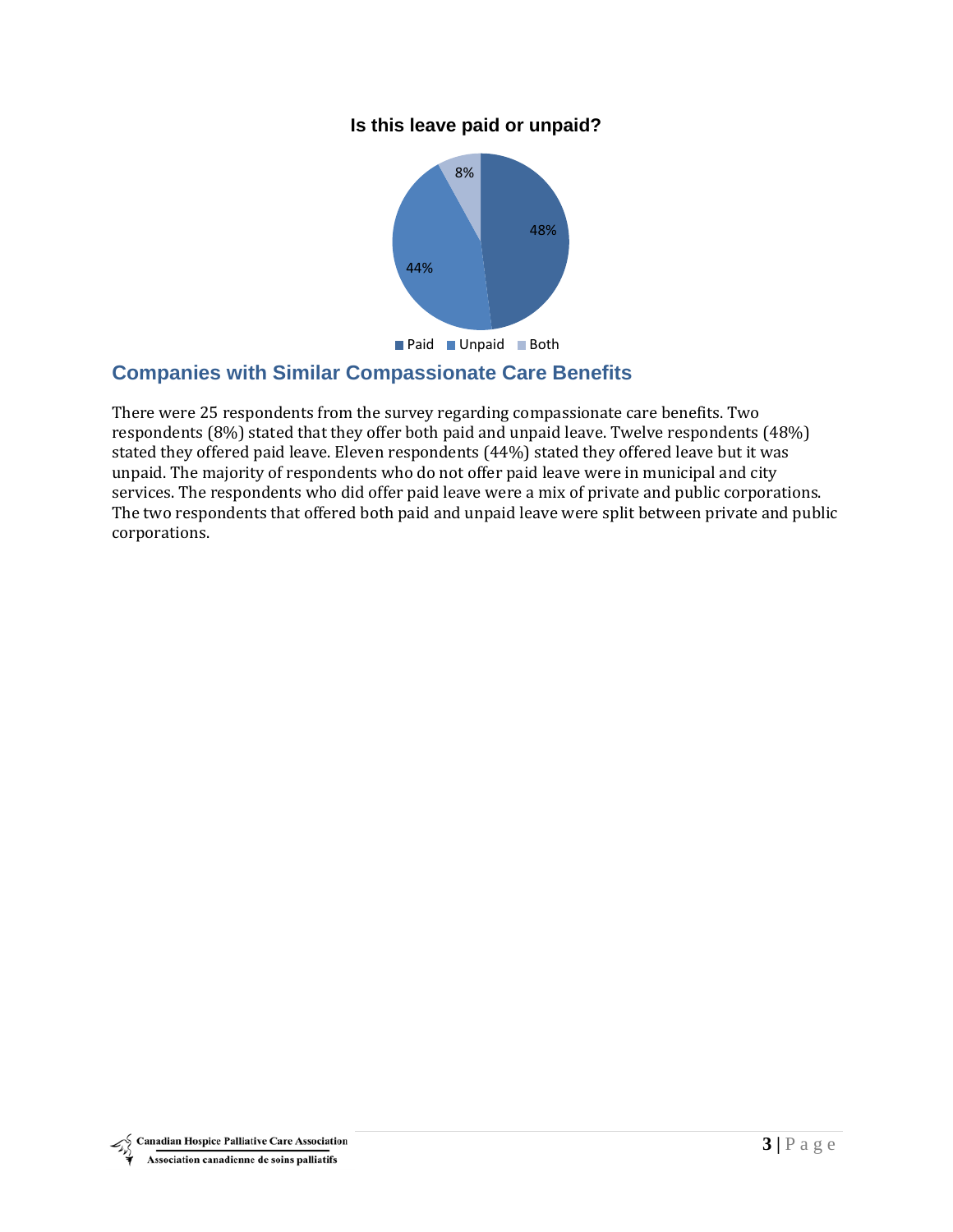**Is this leave paid or unpaid?**

- Paid: 48%
- Unpaid: 44%
- Both: 8%

## Companies with Similar Compassionate Care Benefits

There were 25 respondents from the survey regarding compassionate care benefits. Two respondents (8%) stated that they offer both paid and unpaid leave. Twelve respondents (48%) stated they offered paid leave. Eleven respondents (44%) stated they offered leave but it was unpaid. The majority of respondents who do not offer paid leave were in municipal and city services. The respondents who did offer paid leave were a mix of private and public corporations. The two respondents that offered both paid and unpaid leave were split between private and public corporations.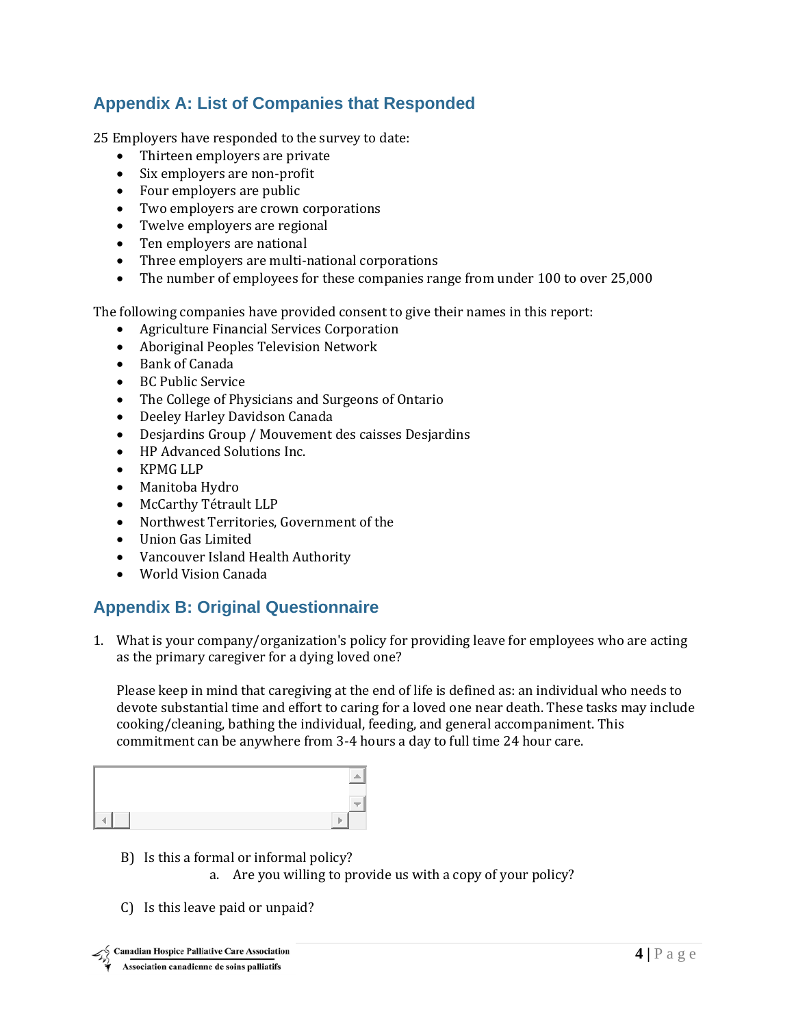## Appendix A: List of Companies that Responded

25 Employers have responded to the survey to date:

- Thirteen employers are private
- Six employers are non-profit
- Four employers are public
- Two employers are crown corporations
- Twelve employers are regional
- Ten employers are national
- Three employers are multi-national corporations
- The number of employees for these companies range from under 100 to over 25,000

The following companies have provided consent to give their names in this report:

- Agriculture Financial Services Corporation
- Aboriginal Peoples Television Network
- Bank of Canada
- BC Public Service
- The College of Physicians and Surgeons of Ontario
- Deeley Harley Davidson Canada
- Desjardins Group / Mouvement des caisses Desjardins
- HP Advanced Solutions Inc.
- KPMG LLP
- Manitoba Hydro
- McCarthy Tétrault LLP
- Northwest Territories, Government of the
- Union Gas Limited
- Vancouver Island Health Authority
- World Vision Canada

## Appendix B: Original Questionnaire

1. What is your company/organization's policy for providing leave for employees who are acting as the primary caregiver for a dying loved one?

   Please keep in mind that caregiving at the end of life is defined as: an individual who needs to devote substantial time and effort to caring for a loved one near death. These tasks may include cooking/cleaning, bathing the individual, feeding, and general accompaniment. This commitment can be anywhere from 3-4 hours a day to full time 24 hour care.

   B) Is this a formal or informal policy?
      a. Are you willing to provide us with a copy of your policy?

   C) Is this leave paid or unpaid?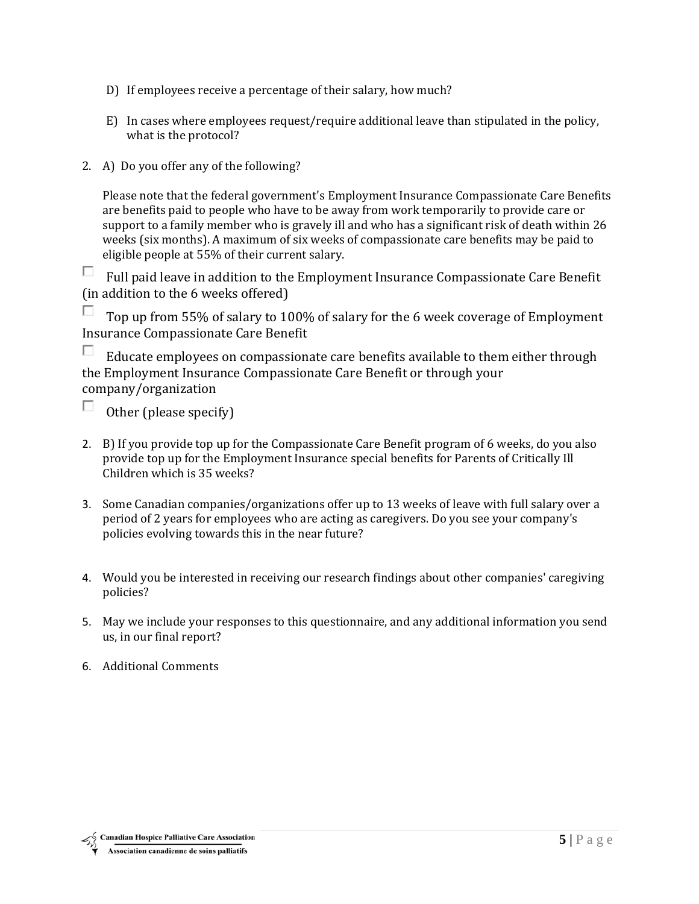D) If employees receive a percentage of their salary, how much?

E) In cases where employees request/require additional leave than stipulated in the policy, what is the protocol?

2. A) Do you offer any of the following?

   Please note that the federal government's Employment Insurance Compassionate Care Benefits are benefits paid to people who have to be away from work temporarily to provide care or support to a family member who is gravely ill and who has a significant risk of death within 26 weeks (six months). A maximum of six weeks of compassionate care benefits may be paid to eligible people at 55% of their current salary.

- [ ] Full paid leave in addition to the Employment Insurance Compassionate Care Benefit (in addition to the 6 weeks offered)
- [ ] Top up from 55% of salary to 100% of salary for the 6 week coverage of Employment Insurance Compassionate Care Benefit
- [ ] Educate employees on compassionate care benefits available to them either through the Employment Insurance Compassionate Care Benefit or through your company/organization
- [ ] Other (please specify)

2. B) If you provide top up for the Compassionate Care Benefit program of 6 weeks, do you also provide top up for the Employment Insurance special benefits for Parents of Critically Ill Children which is 35 weeks?

3. Some Canadian companies/organizations offer up to 13 weeks of leave with full salary over a period of 2 years for employees who are acting as caregivers. Do you see your company's policies evolving towards this in the near future?

4. Would you be interested in receiving our research findings about other companies' caregiving policies?

5. May we include your responses to this questionnaire, and any additional information you send us, in our final report?

6. Additional Comments